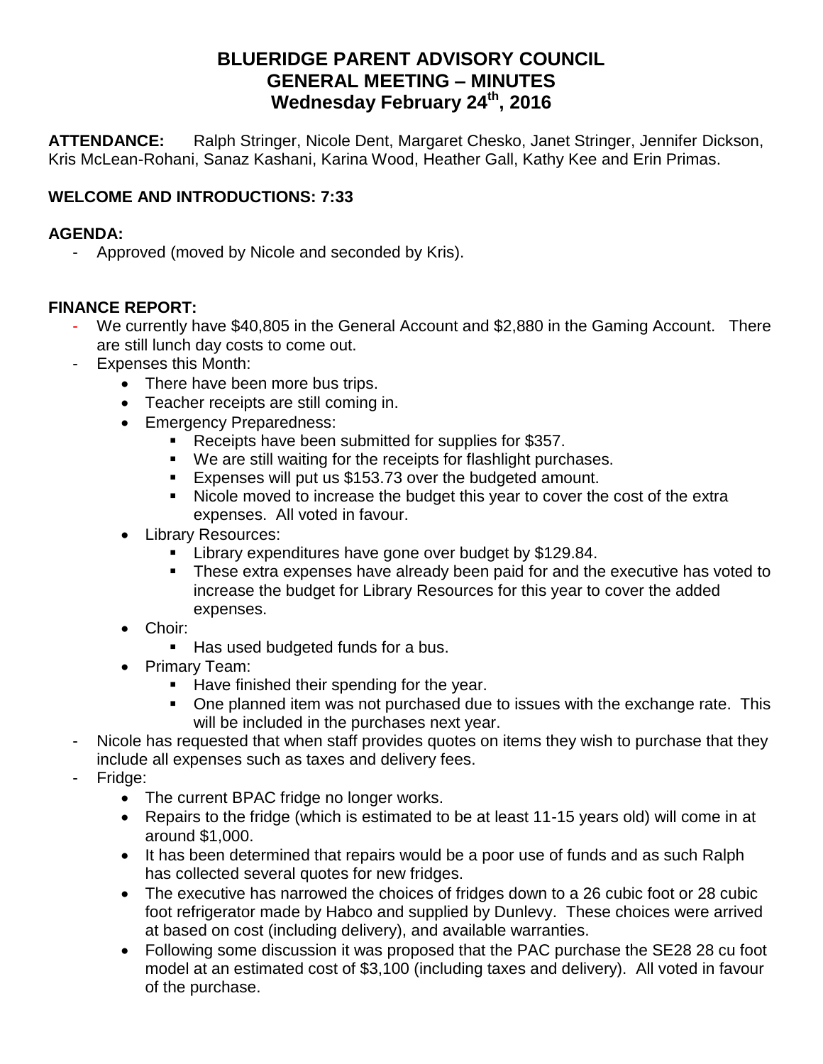# BLUERIDGE PARENT ADVISORY COUNCIL
# GENERAL MEETING – MINUTES
# Wednesday February 24th, 2016

**ATTENDANCE:** Ralph Stringer, Nicole Dent, Margaret Chesko, Janet Stringer, Jennifer Dickson, Kris McLean-Rohani, Sanaz Kashani, Karina Wood, Heather Gall, Kathy Kee and Erin Primas.

**WELCOME AND INTRODUCTIONS: 7:33**

**AGENDA:**

- Approved (moved by Nicole and seconded by Kris).

**FINANCE REPORT:**

- We currently have $40,805 in the General Account and $2,880 in the Gaming Account. There are still lunch day costs to come out.
- Expenses this Month:
  - There have been more bus trips.
  - Teacher receipts are still coming in.
  - Emergency Preparedness:
    - Receipts have been submitted for supplies for $357.
    - We are still waiting for the receipts for flashlight purchases.
    - Expenses will put us $153.73 over the budgeted amount.
    - Nicole moved to increase the budget this year to cover the cost of the extra expenses. All voted in favour.
  - Library Resources:
    - Library expenditures have gone over budget by $129.84.
    - These extra expenses have already been paid for and the executive has voted to increase the budget for Library Resources for this year to cover the added expenses.
  - Choir:
    - Has used budgeted funds for a bus.
  - Primary Team:
    - Have finished their spending for the year.
    - One planned item was not purchased due to issues with the exchange rate. This will be included in the purchases next year.
- Nicole has requested that when staff provides quotes on items they wish to purchase that they include all expenses such as taxes and delivery fees.
- Fridge:
  - The current BPAC fridge no longer works.
  - Repairs to the fridge (which is estimated to be at least 11-15 years old) will come in at around $1,000.
  - It has been determined that repairs would be a poor use of funds and as such Ralph has collected several quotes for new fridges.
  - The executive has narrowed the choices of fridges down to a 26 cubic foot or 28 cubic foot refrigerator made by Habco and supplied by Dunlevy. These choices were arrived at based on cost (including delivery), and available warranties.
  - Following some discussion it was proposed that the PAC purchase the SE28 28 cu foot model at an estimated cost of $3,100 (including taxes and delivery). All voted in favour of the purchase.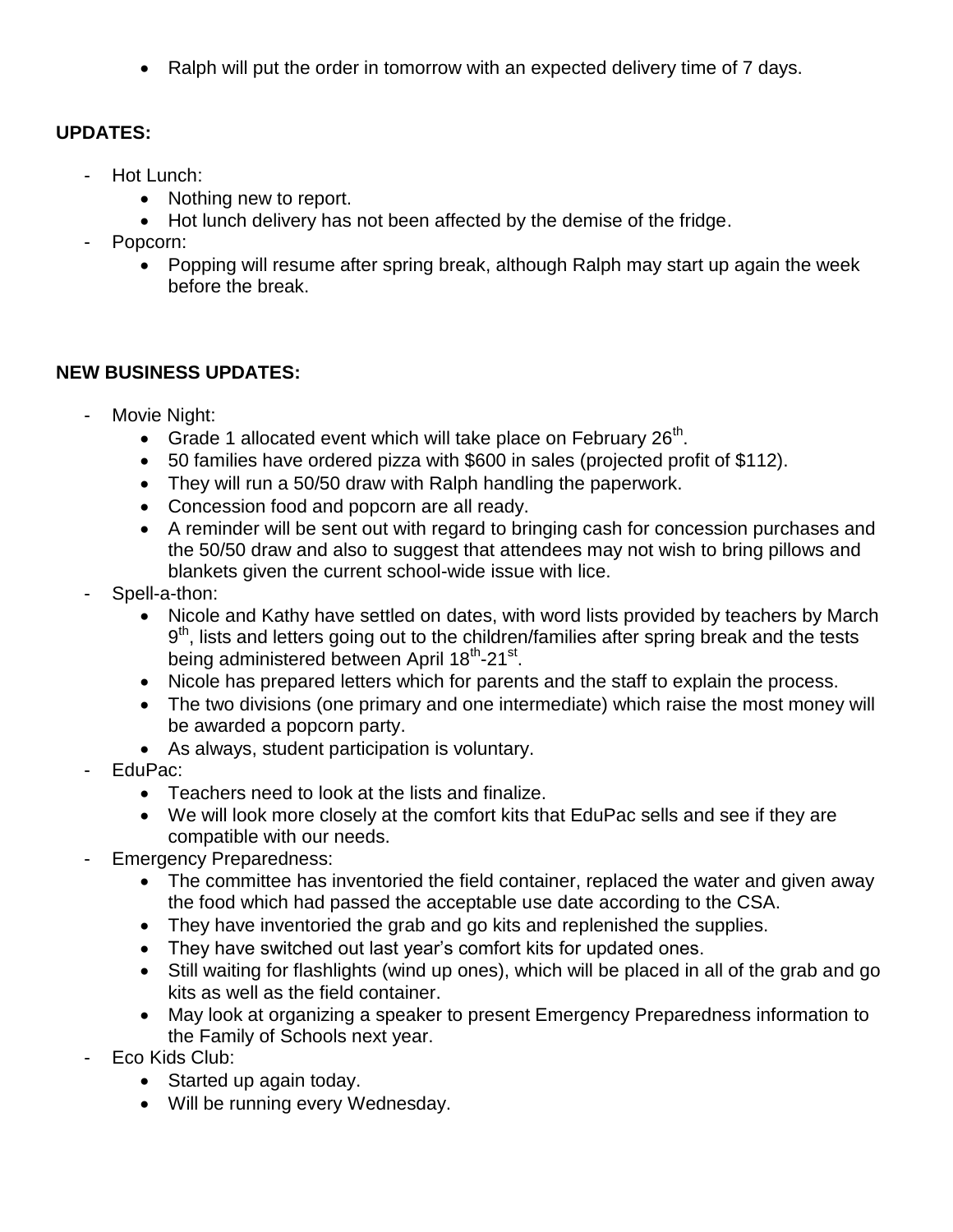- Ralph will put the order in tomorrow with an expected delivery time of 7 days.

**UPDATES:**

- Hot Lunch:
  - Nothing new to report.
  - Hot lunch delivery has not been affected by the demise of the fridge.
- Popcorn:
  - Popping will resume after spring break, although Ralph may start up again the week before the break.

**NEW BUSINESS UPDATES:**

- Movie Night:
  - Grade 1 allocated event which will take place on February 26th.
  - 50 families have ordered pizza with $600 in sales (projected profit of $112).
  - They will run a 50/50 draw with Ralph handling the paperwork.
  - Concession food and popcorn are all ready.
  - A reminder will be sent out with regard to bringing cash for concession purchases and the 50/50 draw and also to suggest that attendees may not wish to bring pillows and blankets given the current school-wide issue with lice.
- Spell-a-thon:
  - Nicole and Kathy have settled on dates, with word lists provided by teachers by March 9th, lists and letters going out to the children/families after spring break and the tests being administered between April 18th-21st.
  - Nicole has prepared letters which for parents and the staff to explain the process.
  - The two divisions (one primary and one intermediate) which raise the most money will be awarded a popcorn party.
  - As always, student participation is voluntary.
- EduPac:
  - Teachers need to look at the lists and finalize.
  - We will look more closely at the comfort kits that EduPac sells and see if they are compatible with our needs.
- Emergency Preparedness:
  - The committee has inventoried the field container, replaced the water and given away the food which had passed the acceptable use date according to the CSA.
  - They have inventoried the grab and go kits and replenished the supplies.
  - They have switched out last year's comfort kits for updated ones.
  - Still waiting for flashlights (wind up ones), which will be placed in all of the grab and go kits as well as the field container.
  - May look at organizing a speaker to present Emergency Preparedness information to the Family of Schools next year.
- Eco Kids Club:
  - Started up again today.
  - Will be running every Wednesday.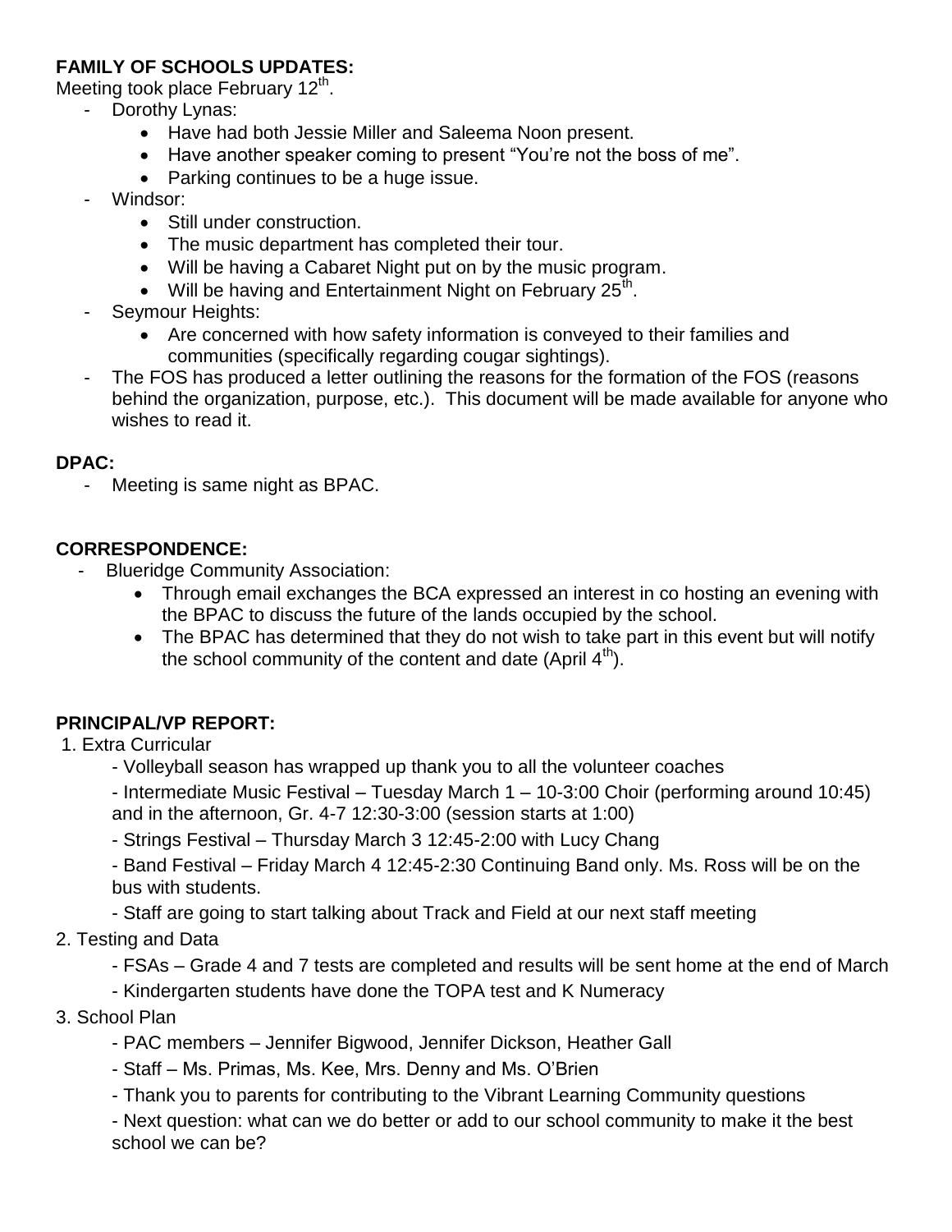**FAMILY OF SCHOOLS UPDATES:**

Meeting took place February 12th.

- Dorothy Lynas:
  - Have had both Jessie Miller and Saleema Noon present.
  - Have another speaker coming to present "You're not the boss of me".
  - Parking continues to be a huge issue.
- Windsor:
  - Still under construction.
  - The music department has completed their tour.
  - Will be having a Cabaret Night put on by the music program.
  - Will be having and Entertainment Night on February 25th.
- Seymour Heights:
  - Are concerned with how safety information is conveyed to their families and communities (specifically regarding cougar sightings).
- The FOS has produced a letter outlining the reasons for the formation of the FOS (reasons behind the organization, purpose, etc.). This document will be made available for anyone who wishes to read it.

**DPAC:**

- Meeting is same night as BPAC.

**CORRESPONDENCE:**

- Blueridge Community Association:
  - Through email exchanges the BCA expressed an interest in co hosting an evening with the BPAC to discuss the future of the lands occupied by the school.
  - The BPAC has determined that they do not wish to take part in this event but will notify the school community of the content and date (April 4th).

**PRINCIPAL/VP REPORT:**

1. Extra Curricular
   - Volleyball season has wrapped up thank you to all the volunteer coaches
   - Intermediate Music Festival – Tuesday March 1 – 10-3:00 Choir (performing around 10:45) and in the afternoon, Gr. 4-7 12:30-3:00 (session starts at 1:00)
   - Strings Festival – Thursday March 3 12:45-2:00 with Lucy Chang
   - Band Festival – Friday March 4 12:45-2:30 Continuing Band only. Ms. Ross will be on the bus with students.
   - Staff are going to start talking about Track and Field at our next staff meeting
2. Testing and Data
   - FSAs – Grade 4 and 7 tests are completed and results will be sent home at the end of March
   - Kindergarten students have done the TOPA test and K Numeracy
3. School Plan
   - PAC members – Jennifer Bigwood, Jennifer Dickson, Heather Gall
   - Staff – Ms. Primas, Ms. Kee, Mrs. Denny and Ms. O'Brien
   - Thank you to parents for contributing to the Vibrant Learning Community questions
   - Next question: what can we do better or add to our school community to make it the best school we can be?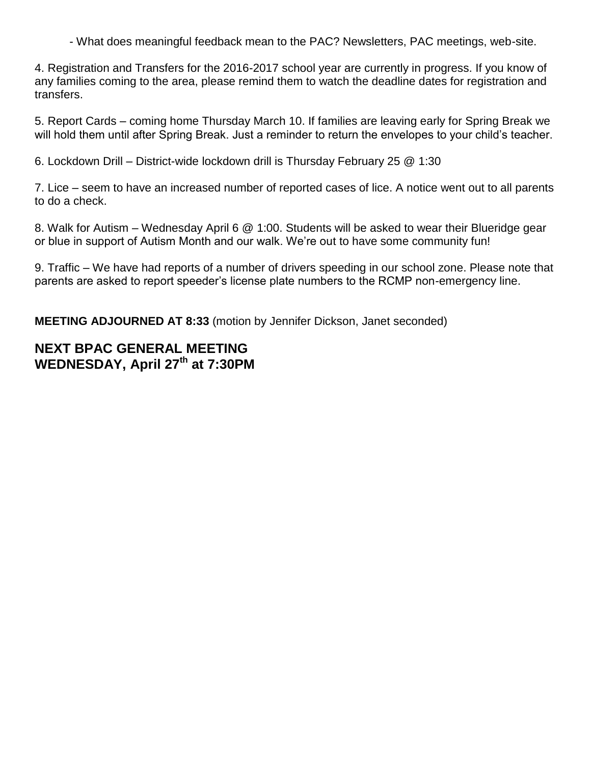- What does meaningful feedback mean to the PAC? Newsletters, PAC meetings, web-site.

4. Registration and Transfers for the 2016-2017 school year are currently in progress. If you know of any families coming to the area, please remind them to watch the deadline dates for registration and transfers.

5. Report Cards – coming home Thursday March 10. If families are leaving early for Spring Break we will hold them until after Spring Break. Just a reminder to return the envelopes to your child's teacher.

6. Lockdown Drill – District-wide lockdown drill is Thursday February 25 @ 1:30

7. Lice – seem to have an increased number of reported cases of lice. A notice went out to all parents to do a check.

8. Walk for Autism – Wednesday April 6 @ 1:00. Students will be asked to wear their Blueridge gear or blue in support of Autism Month and our walk. We're out to have some community fun!

9. Traffic – We have had reports of a number of drivers speeding in our school zone. Please note that parents are asked to report speeder's license plate numbers to the RCMP non-emergency line.

**MEETING ADJOURNED AT 8:33** (motion by Jennifer Dickson, Janet seconded)

## NEXT BPAC GENERAL MEETING
## WEDNESDAY, April 27th at 7:30PM